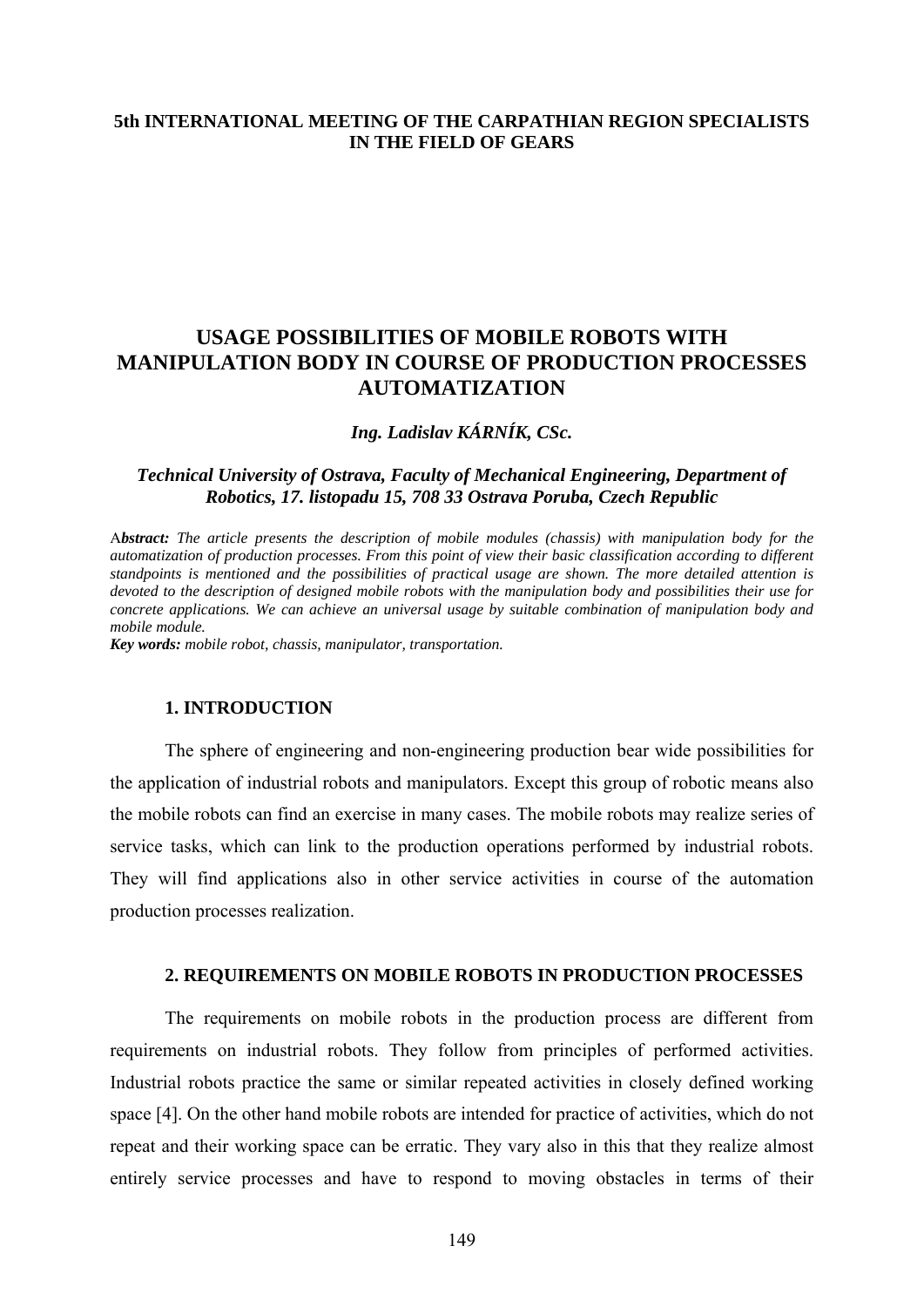**5th INTERNATIONAL MEETING OF THE CARPATHIAN REGION SPECIALISTS IN THE FIELD OF GEARS**

# USAGE POSSIBILITIES OF MOBILE ROBOTS WITH MANIPULATION BODY IN COURSE OF PRODUCTION PROCESSES AUTOMATIZATION

***Ing. Ladislav KÁRNÍK, CSc.***

***Technical University of Ostrava, Faculty of Mechanical Engineering, Department of Robotics, 17. listopadu 15, 708 33 Ostrava Poruba, Czech Republic***

A***bstract:*** *The article presents the description of mobile modules (chassis) with manipulation body for the automatization of production processes. From this point of view their basic classification according to different standpoints is mentioned and the possibilities of practical usage are shown. The more detailed attention is devoted to the description of designed mobile robots with the manipulation body and possibilities their use for concrete applications. We can achieve an universal usage by suitable combination of manipulation body and mobile module.*

***Key words:*** *mobile robot, chassis, manipulator, transportation.*

## 1. INTRODUCTION

The sphere of engineering and non-engineering production bear wide possibilities for the application of industrial robots and manipulators. Except this group of robotic means also the mobile robots can find an exercise in many cases. The mobile robots may realize series of service tasks, which can link to the production operations performed by industrial robots. They will find applications also in other service activities in course of the automation production processes realization.

## 2. REQUIREMENTS ON MOBILE ROBOTS IN PRODUCTION PROCESSES

The requirements on mobile robots in the production process are different from requirements on industrial robots. They follow from principles of performed activities. Industrial robots practice the same or similar repeated activities in closely defined working space [4]. On the other hand mobile robots are intended for practice of activities, which do not repeat and their working space can be erratic. They vary also in this that they realize almost entirely service processes and have to respond to moving obstacles in terms of their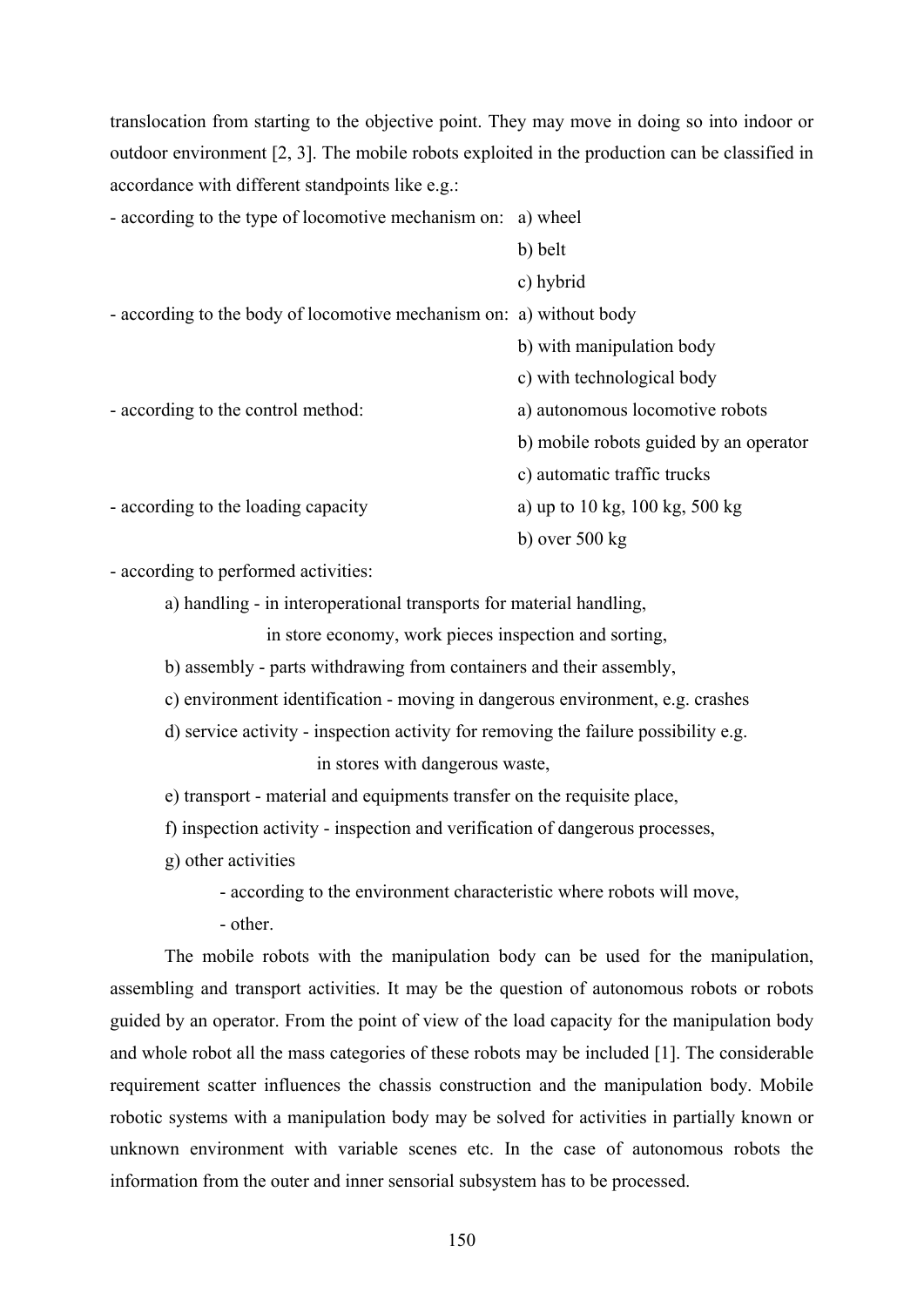translocation from starting to the objective point. They may move in doing so into indoor or outdoor environment [2, 3]. The mobile robots exploited in the production can be classified in accordance with different standpoints like e.g.:

- according to the type of locomotive mechanism on:
  - a) wheel
  - b) belt
  - c) hybrid
- according to the body of locomotive mechanism on:
  - a) without body
  - b) with manipulation body
  - c) with technological body
- according to the control method:
  - a) autonomous locomotive robots
  - b) mobile robots guided by an operator
  - c) automatic traffic trucks
- according to the loading capacity
  - a) up to 10 kg, 100 kg, 500 kg
  - b) over 500 kg
- according to performed activities:
  - a) handling - in interoperational transports for material handling, in store economy, work pieces inspection and sorting,
  - b) assembly - parts withdrawing from containers and their assembly,
  - c) environment identification - moving in dangerous environment, e.g. crashes
  - d) service activity - inspection activity for removing the failure possibility e.g. in stores with dangerous waste,
  - e) transport - material and equipments transfer on the requisite place,
  - f) inspection activity - inspection and verification of dangerous processes,
  - g) other activities
    - according to the environment characteristic where robots will move,
    - other.

The mobile robots with the manipulation body can be used for the manipulation, assembling and transport activities. It may be the question of autonomous robots or robots guided by an operator. From the point of view of the load capacity for the manipulation body and whole robot all the mass categories of these robots may be included [1]. The considerable requirement scatter influences the chassis construction and the manipulation body. Mobile robotic systems with a manipulation body may be solved for activities in partially known or unknown environment with variable scenes etc. In the case of autonomous robots the information from the outer and inner sensorial subsystem has to be processed.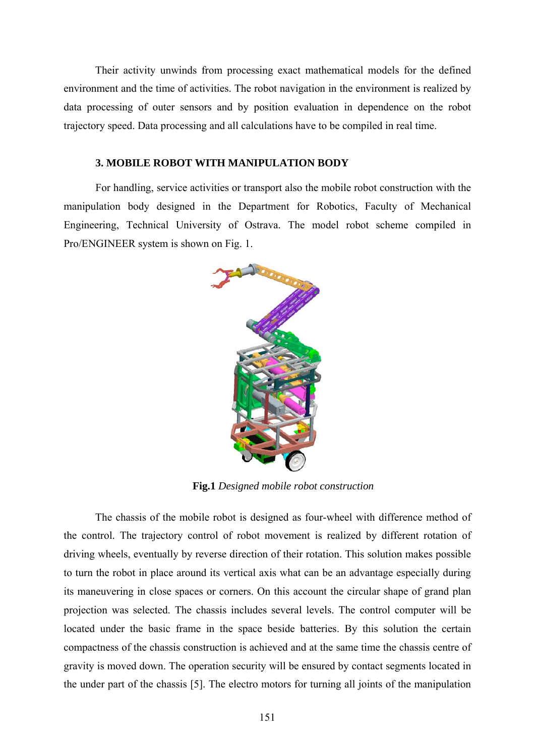Their activity unwinds from processing exact mathematical models for the defined environment and the time of activities. The robot navigation in the environment is realized by data processing of outer sensors and by position evaluation in dependence on the robot trajectory speed. Data processing and all calculations have to be compiled in real time.

## 3. MOBILE ROBOT WITH MANIPULATION BODY

For handling, service activities or transport also the mobile robot construction with the manipulation body designed in the Department for Robotics, Faculty of Mechanical Engineering, Technical University of Ostrava. The model robot scheme compiled in Pro/ENGINEER system is shown on Fig. 1.

**Fig.1** *Designed mobile robot construction*

The chassis of the mobile robot is designed as four-wheel with difference method of the control. The trajectory control of robot movement is realized by different rotation of driving wheels, eventually by reverse direction of their rotation. This solution makes possible to turn the robot in place around its vertical axis what can be an advantage especially during its maneuvering in close spaces or corners. On this account the circular shape of grand plan projection was selected. The chassis includes several levels. The control computer will be located under the basic frame in the space beside batteries. By this solution the certain compactness of the chassis construction is achieved and at the same time the chassis centre of gravity is moved down. The operation security will be ensured by contact segments located in the under part of the chassis [5]. The electro motors for turning all joints of the manipulation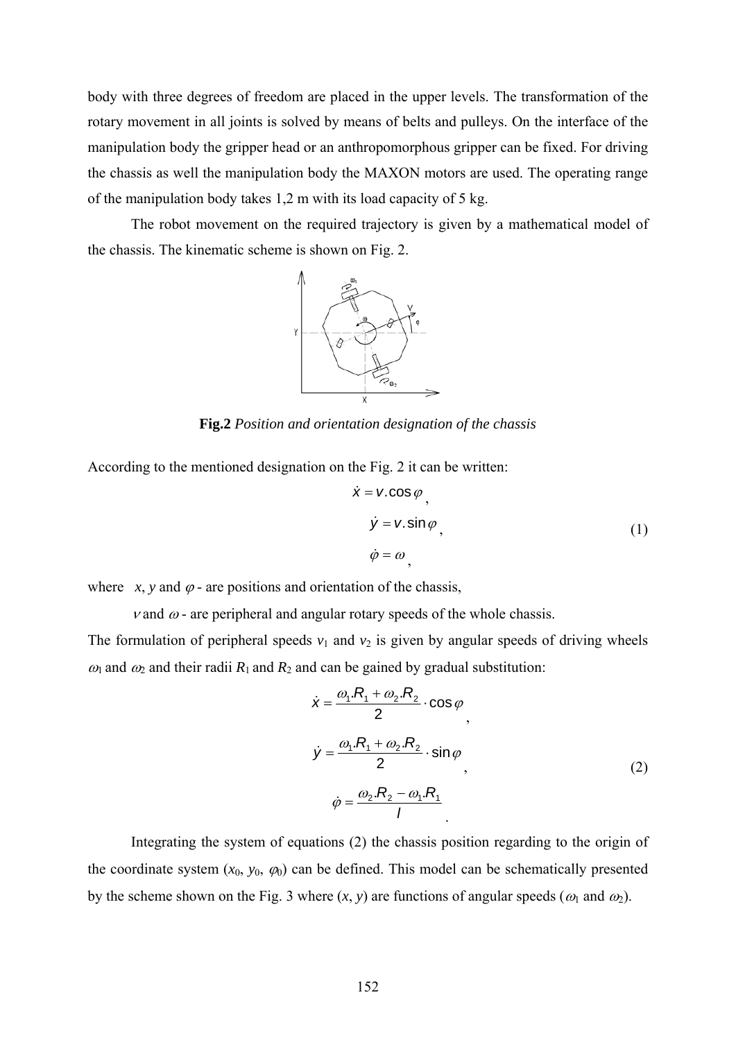body with three degrees of freedom are placed in the upper levels. The transformation of the rotary movement in all joints is solved by means of belts and pulleys. On the interface of the manipulation body the gripper head or an anthropomorphous gripper can be fixed. For driving the chassis as well the manipulation body the MAXON motors are used. The operating range of the manipulation body takes 1,2 m with its load capacity of 5 kg.

The robot movement on the required trajectory is given by a mathematical model of the chassis. The kinematic scheme is shown on Fig. 2.

ω1

V

φ

ω

Y

ω2

X

**Fig.2** *Position and orientation designation of the chassis*

According to the mentioned designation on the Fig. 2 it can be written:

$$\dot{x} = v.\cos\varphi \,,$$
$$\dot{y} = v.\sin\varphi \,, \tag{1}$$
$$\dot{\varphi} = \omega \,,$$

where $x$, $y$ and $\varphi$ - are positions and orientation of the chassis,

$v$ and $\omega$ - are peripheral and angular rotary speeds of the whole chassis.

The formulation of peripheral speeds $v_1$ and $v_2$ is given by angular speeds of driving wheels $\omega_1$ and $\omega_2$ and their radii $R_1$ and $R_2$ and can be gained by gradual substitution:

$$\dot{x} = \frac{\omega_1.R_1 + \omega_2.R_2}{2} \cdot \cos\varphi \,,$$
$$\dot{y} = \frac{\omega_1.R_1 + \omega_2.R_2}{2} \cdot \sin\varphi \,, \tag{2}$$
$$\dot{\varphi} = \frac{\omega_2.R_2 - \omega_1.R_1}{l} \,.$$

Integrating the system of equations (2) the chassis position regarding to the origin of the coordinate system ($x_0$, $y_0$, $\varphi_0$) can be defined. This model can be schematically presented by the scheme shown on the Fig. 3 where ($x$, $y$) are functions of angular speeds ($\omega_1$ and $\omega_2$).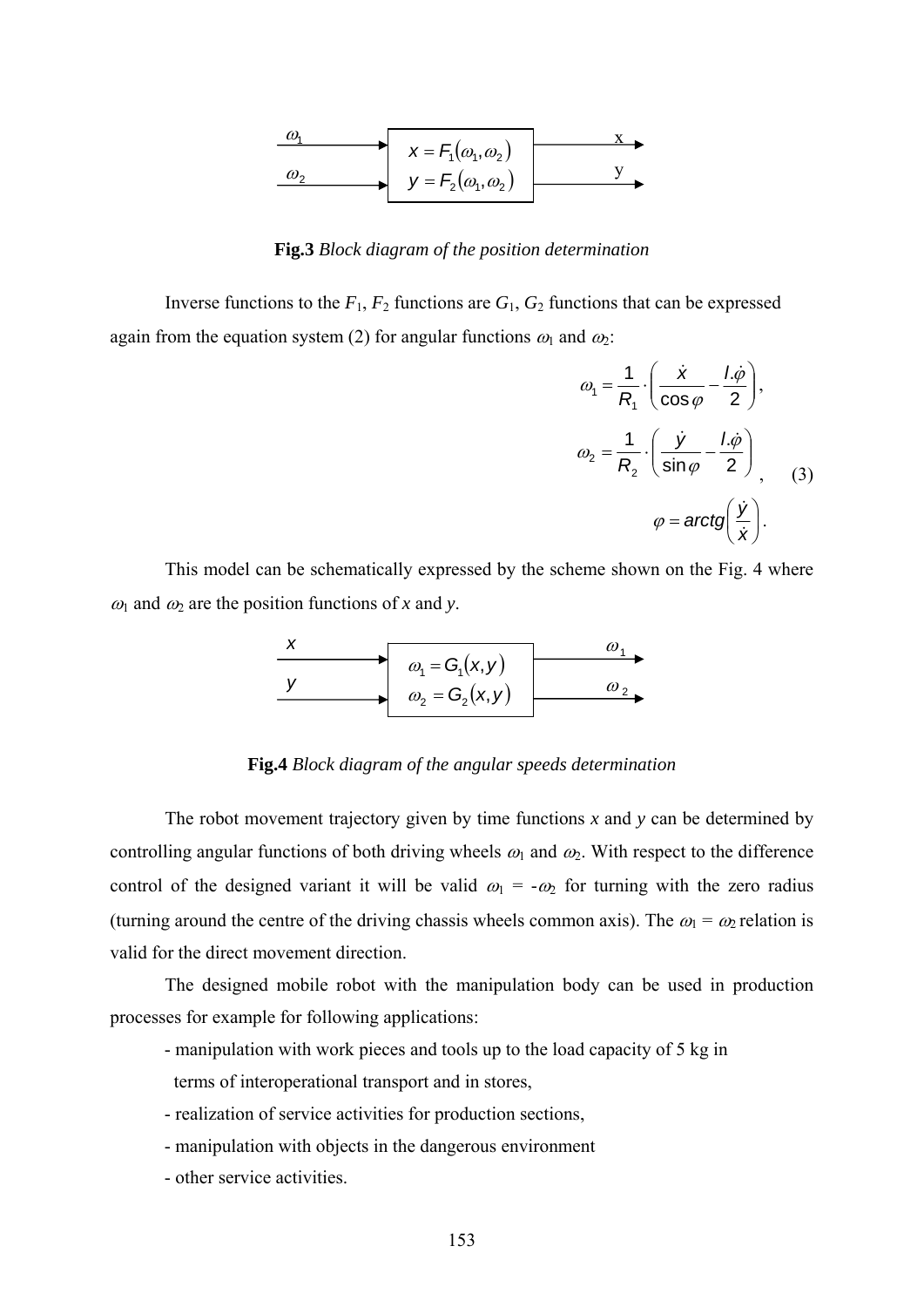$$\omega_1 \longrightarrow \boxed{\begin{array}{l} x = F_1(\omega_1, \omega_2) \\ y = F_2(\omega_1, \omega_2) \end{array}} \longrightarrow x$$
$$\omega_2 \longrightarrow \qquad\qquad\qquad\qquad \longrightarrow y$$

**Fig.3** *Block diagram of the position determination*

Inverse functions to the $F_1$, $F_2$ functions are $G_1$, $G_2$ functions that can be expressed again from the equation system (2) for angular functions $\omega_1$ and $\omega_2$:

$$\omega_1 = \frac{1}{R_1} \cdot \left( \frac{\dot{x}}{\cos\varphi} - \frac{l.\dot{\varphi}}{2} \right),$$

$$\omega_2 = \frac{1}{R_2} \cdot \left( \frac{\dot{y}}{\sin\varphi} - \frac{l.\dot{\varphi}}{2} \right), \quad (3)$$

$$\varphi = arctg\left( \frac{\dot{y}}{\dot{x}} \right).$$

This model can be schematically expressed by the scheme shown on the Fig. 4 where $\omega_1$ and $\omega_2$ are the position functions of $x$ and $y$.

$$x \longrightarrow \boxed{\begin{array}{l} \omega_1 = G_1(x, y) \\ \omega_2 = G_2(x, y) \end{array}} \longrightarrow \omega_1$$
$$y \longrightarrow \qquad\qquad\qquad\qquad \longrightarrow \omega_2$$

**Fig.4** *Block diagram of the angular speeds determination*

The robot movement trajectory given by time functions $x$ and $y$ can be determined by controlling angular functions of both driving wheels $\omega_1$ and $\omega_2$. With respect to the difference control of the designed variant it will be valid $\omega_1 = -\omega_2$ for turning with the zero radius (turning around the centre of the driving chassis wheels common axis). The $\omega_1 = \omega_2$ relation is valid for the direct movement direction.

The designed mobile robot with the manipulation body can be used in production processes for example for following applications:

- manipulation with work pieces and tools up to the load capacity of 5 kg in terms of interoperational transport and in stores,
- realization of service activities for production sections,
- manipulation with objects in the dangerous environment
- other service activities.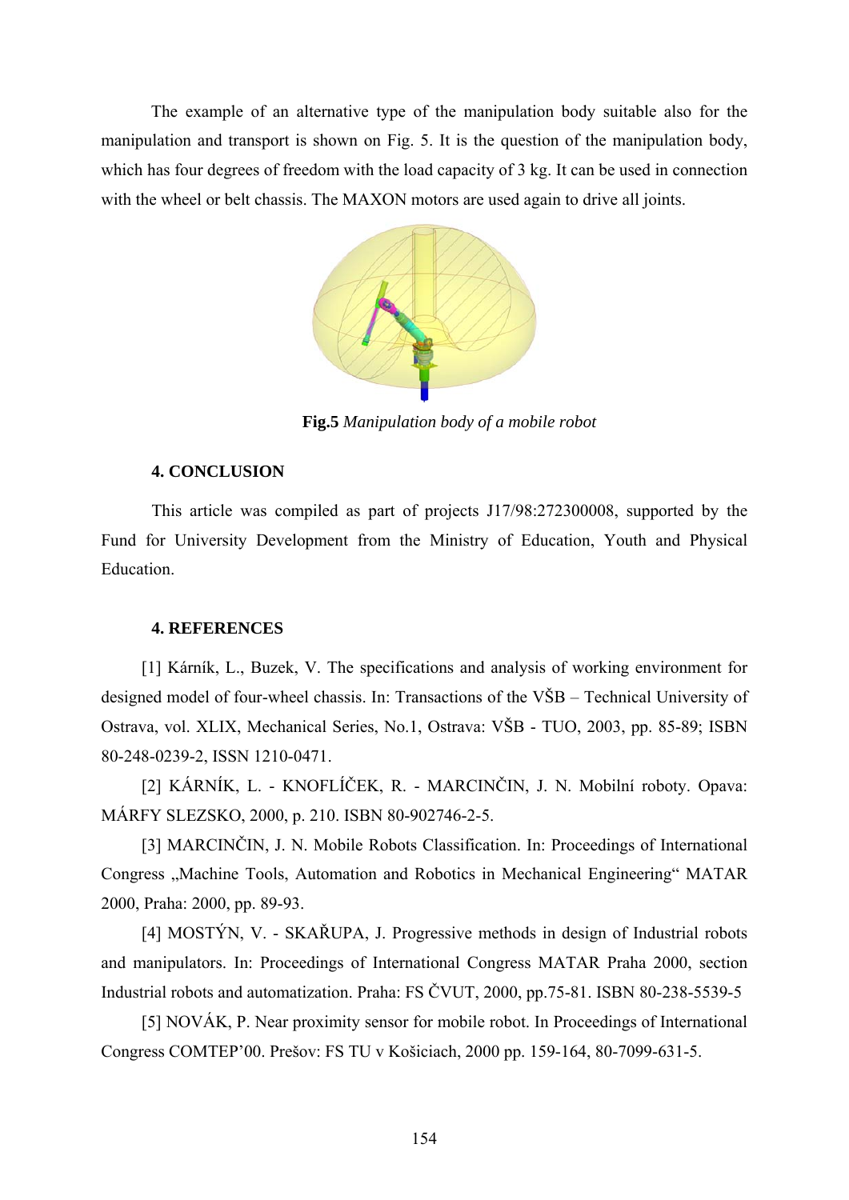The example of an alternative type of the manipulation body suitable also for the manipulation and transport is shown on Fig. 5. It is the question of the manipulation body, which has four degrees of freedom with the load capacity of 3 kg. It can be used in connection with the wheel or belt chassis. The MAXON motors are used again to drive all joints.

**Fig.5** *Manipulation body of a mobile robot*

#### 4. CONCLUSION

This article was compiled as part of projects J17/98:272300008, supported by the Fund for University Development from the Ministry of Education, Youth and Physical Education.

#### 4. REFERENCES

[1] Kárník, L., Buzek, V. The specifications and analysis of working environment for designed model of four-wheel chassis. In: Transactions of the VŠB – Technical University of Ostrava, vol. XLIX, Mechanical Series, No.1, Ostrava: VŠB - TUO, 2003, pp. 85-89; ISBN 80-248-0239-2, ISSN 1210-0471.

[2] KÁRNÍK, L. - KNOFLÍČEK, R. - MARCINČIN, J. N. Mobilní roboty. Opava: MÁRFY SLEZSKO, 2000, p. 210. ISBN 80-902746-2-5.

[3] MARCINČIN, J. N. Mobile Robots Classification. In: Proceedings of International Congress „Machine Tools, Automation and Robotics in Mechanical Engineering“ MATAR 2000, Praha: 2000, pp. 89-93.

[4] MOSTÝN, V. - SKAŘUPA, J. Progressive methods in design of Industrial robots and manipulators. In: Proceedings of International Congress MATAR Praha 2000, section Industrial robots and automatization. Praha: FS ČVUT, 2000, pp.75-81. ISBN 80-238-5539-5

[5] NOVÁK, P. Near proximity sensor for mobile robot. In Proceedings of International Congress COMTEP'00. Prešov: FS TU v Košiciach, 2000 pp. 159-164, 80-7099-631-5.